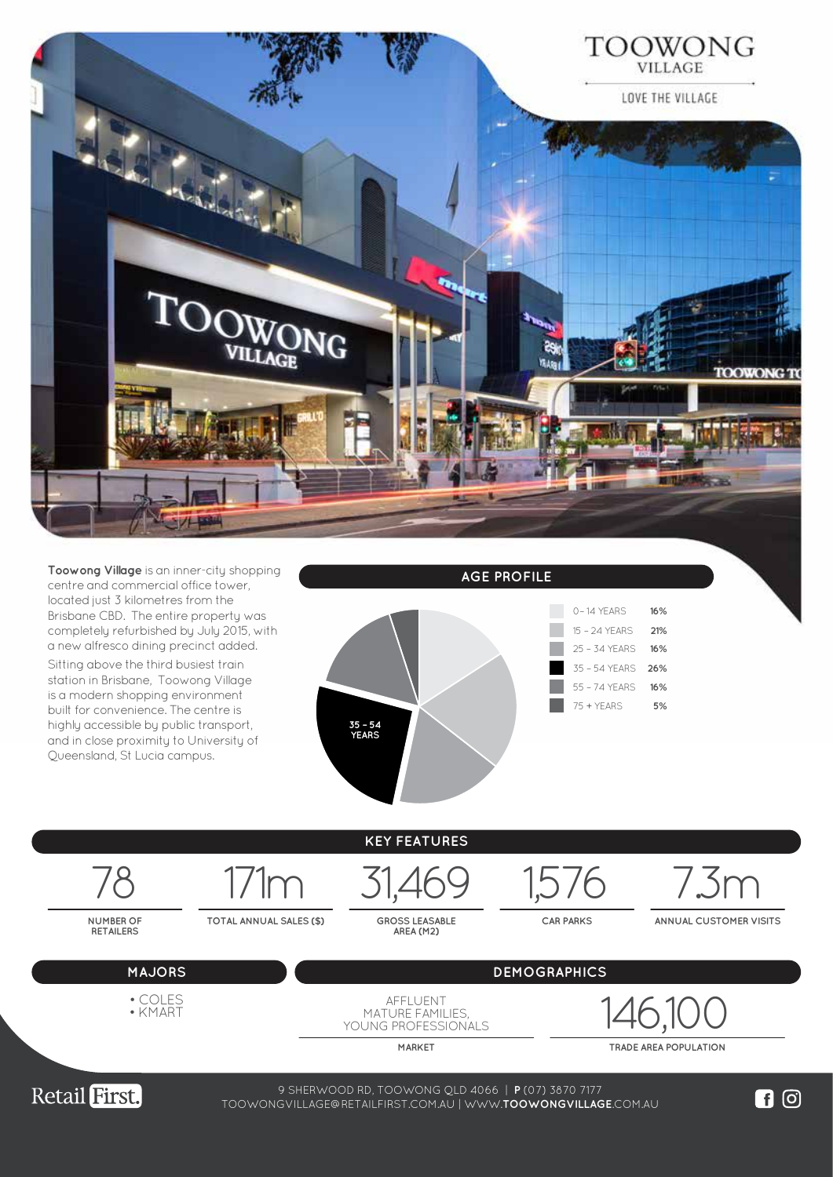# TOOWONG VILLAGE

LOVE THE VILLAGE

**Toowong Village** is an inner-city shopping centre and commercial office tower, located just 3 kilometres from the Brisbane CBD. The entire property was completely refurbished by July 2015, with a new alfresco dining precinct added.

Sitting above the third busiest train station in Brisbane, Toowong Village is a modern shopping environment built for convenience. The centre is highly accessible by public transport, and in close proximity to University of Queensland, St Lucia campus.

## AGE PROFILE

| Age | % |
|---|---|
| 0 – 14 YEARS | 16% |
| 15 – 24 YEARS | 21% |
| 25 – 34 YEARS | 16% |
| 35 – 54 YEARS | 26% |
| 55 – 74 YEARS | 16% |
| 75 + YEARS | 5% |

## KEY FEATURES

| 78 | 171m | 31,469 | 1,576 | 7.3m |
|---|---|---|---|---|
| NUMBER OF RETAILERS | TOTAL ANNUAL SALES ($) | GROSS LEASABLE AREA (M2) | CAR PARKS | ANNUAL CUSTOMER VISITS |

## MAJORS

- COLES
- KMART

## DEMOGRAPHICS

| AFFLUENT MATURE FAMILIES, YOUNG PROFESSIONALS | 146,100 |
|---|---|
| MARKET | TRADE AREA POPULATION |

Retail First.

9 SHERWOOD RD, TOOWONG QLD 4066 | **P** (07) 3870 7177
TOOWONGVILLAGE@RETAILFIRST.COM.AU | WWW.**TOOWONGVILLAGE**.COM.AU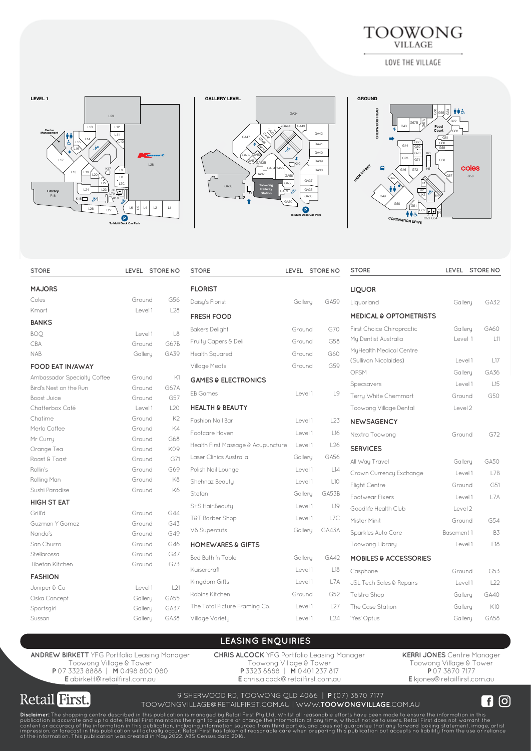# TOOWONG VILLAGE

LOVE THE VILLAGE

LEVEL 1

GALLERY LEVEL

GROUND

| STORE | LEVEL | STORE NO |
|---|---|---|
| **MAJORS** | | |
| Coles | Ground | G56 |
| Kmart | Level 1 | L28 |
| **BANKS** | | |
| BOQ | Level 1 | L8 |
| CBA | Ground | G67B |
| NAB | Gallery | GA39 |
| **FOOD EAT IN/AWAY** | | |
| Ambassador Specialty Coffee | Ground | K1 |
| Bird's Nest on the Run | Ground | G67A |
| Boost Juice | Ground | G57 |
| Chatterbox Café | Level 1 | L20 |
| Chatime | Ground | K2 |
| Merlo Coffee | Ground | K4 |
| Mr Curry | Ground | G68 |
| Orange Tea | Ground | K09 |
| Roast & Toast | Ground | G71 |
| Rollin's | Ground | G69 |
| Rolling Man | Ground | K8 |
| Sushi Paradise | Ground | K6 |
| **HIGH ST EAT** | | |
| Grill'd | Ground | G44 |
| Guzman Y Gomez | Ground | G43 |
| Nando's | Ground | G49 |
| San Churro | Ground | G46 |
| Stellarossa | Ground | G47 |
| Tibetan Kitchen | Ground | G73 |
| **FASHION** | | |
| Juniper & Co | Level 1 | L21 |
| Oska Concept | Gallery | GA55 |
| Sportsgirl | Gallery | GA37 |
| Sussan | Gallery | GA38 |

| STORE | LEVEL | STORE NO |
|---|---|---|
| **FLORIST** | | |
| Daisy's Florist | Gallery | GA59 |
| **FRESH FOOD** | | |
| Bakers Delight | Ground | G70 |
| Fruity Capers & Deli | Ground | G58 |
| Health Squared | Ground | G60 |
| Village Meats | Ground | G59 |
| **GAMES & ELECTRONICS** | | |
| EB Games | Level 1 | L9 |
| **HEALTH & BEAUTY** | | |
| Fashion Nail Bar | Level 1 | L23 |
| Footcare Haven | Level 1 | L16 |
| Health First Massage & Acupuncture | Level 1 | L26 |
| Laser Clinics Australia | Gallery | GA56 |
| Polish Nail Lounge | Level 1 | L14 |
| Shehnaz Beauty | Level 1 | L10 |
| Stefan | Gallery | GA53B |
| S+S Hair.Beauty | Level 1 | L19 |
| T&T Barber Shop | Level 1 | L7C |
| V8 Supercuts | Gallery | GA43A |
| **HOMEWARES & GIFTS** | | |
| Bed Bath 'n Table | Gallery | GA42 |
| Kaisercraft | Level 1 | L18 |
| Kingdom Gifts | Level 1 | L7A |
| Robins Kitchen | Ground | G52 |
| The Total Picture Framing Co. | Level 1 | L27 |
| Village Variety | Level 1 | L24 |

| STORE | LEVEL | STORE NO |
|---|---|---|
| **LIQUOR** | | |
| Liquorland | Gallery | GA32 |
| **MEDICAL & OPTOMETRISTS** | | |
| First Choice Chiropractic | Gallery | GA60 |
| My Dentist Australia | Level 1 | L11 |
| MyHealth Medical Centre (Sullivan Nicolaides) | Level 1 | L17 |
| OPSM | Gallery | GA36 |
| Specsavers | Level 1 | L15 |
| Terry White Chemmart | Ground | G50 |
| Toowong Village Dental | Level 2 | |
| **NEWSAGENCY** | | |
| Nextra Toowong | Ground | G72 |
| **SERVICES** | | |
| All Way Travel | Gallery | GA50 |
| Crown Currency Exchange | Level 1 | L7B |
| Flight Centre | Ground | G51 |
| Footwear Fixers | Level 1 | L7A |
| Goodlife Health Club | Level 2 | |
| Mister Minit | Ground | G54 |
| Sparkles Auto Care | Basement 1 | B3 |
| Toowong Library | Level 1 | F18 |
| **MOBILES & ACCESSORIES** | | |
| Casphone | Ground | G53 |
| JSL Tech Sales & Repairs | Level 1 | L22 |
| Telstra Shop | Gallery | GA40 |
| The Case Station | Gallery | K10 |
| 'Yes' Optus | Gallery | GA58 |

## LEASING ENQUIRIES

**ANDREW BIRKETT** YFG Portfolio Leasing Manager
Toowong Village & Tower
**P** 07 3323 8888 | **M** 0498 800 080
**E** abirkett@retailfirst.com.au

**CHRIS ALCOCK** YFG Portfolio Leasing Manager
Toowong Village & Tower
**P** 3323 8888 | **M** 0401 237 817
**E** chris.alcock@retailfirst.com.au

**KERRI JONES** Centre Manager
Toowong Village & Tower
**P** 07 3870 7177
**E** kjones@retailfirst.com.au

Retail First.

9 SHERWOOD RD, TOOWONG QLD 4066 | **P** (07) 3870 7177
TOOWONGVILLAGE@RETAILFIRST.COM.AU | WWW.**TOOWONGVILLAGE**.COM.AU

**Disclaimer:** The shopping centre described in this publication is managed by Retail First Pty Ltd. Whilst all reasonable efforts have been made to ensure the information in this publication is accurate and up to date, Retail First maintains the right to update or change the information at any time, without notice to users. Retail First does not warrant the content or accuracy of the information in this publication, including information sourced from third parties, and does not guarantee that any forward looking statement, image, artist impression, or forecast in this publication will actually occur. Retail First has taken all reasonable care when preparing this publication but accepts no liability from the use or reliance of the information. This publication was created in May 2022. ABS Census data 2016.